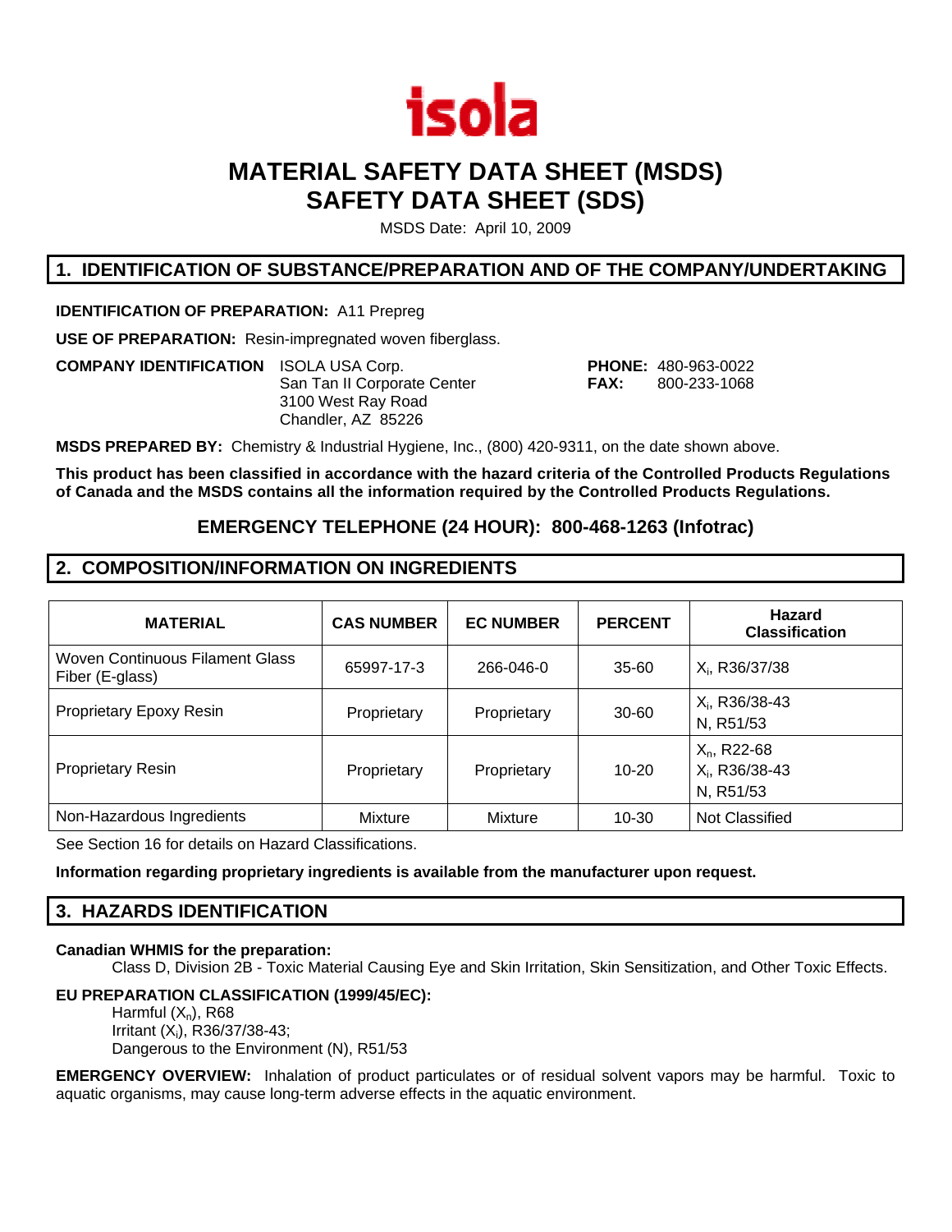isola

# MATERIAL SAFETY DATA SHEET (MSDS)
# SAFETY DATA SHEET (SDS)

MSDS Date: April 10, 2009

## 1. IDENTIFICATION OF SUBSTANCE/PREPARATION AND OF THE COMPANY/UNDERTAKING

**IDENTIFICATION OF PREPARATION:** A11 Prepreg

**USE OF PREPARATION:** Resin-impregnated woven fiberglass.

**COMPANY IDENTIFICATION** ISOLA USA Corp.
San Tan II Corporate Center
3100 West Ray Road
Chandler, AZ 85226

**PHONE:** 480-963-0022
**FAX:** 800-233-1068

**MSDS PREPARED BY:** Chemistry & Industrial Hygiene, Inc., (800) 420-9311, on the date shown above.

**This product has been classified in accordance with the hazard criteria of the Controlled Products Regulations of Canada and the MSDS contains all the information required by the Controlled Products Regulations.**

### EMERGENCY TELEPHONE (24 HOUR): 800-468-1263 (Infotrac)

## 2. COMPOSITION/INFORMATION ON INGREDIENTS

| MATERIAL | CAS NUMBER | EC NUMBER | PERCENT | Hazard Classification |
|---|---|---|---|---|
| Woven Continuous Filament Glass Fiber (E-glass) | 65997-17-3 | 266-046-0 | 35-60 | $X_i$, R36/37/38 |
| Proprietary Epoxy Resin | Proprietary | Proprietary | 30-60 | $X_i$, R36/38-43<br>N, R51/53 |
| Proprietary Resin | Proprietary | Proprietary | 10-20 | $X_n$, R22-68<br>$X_i$, R36/38-43<br>N, R51/53 |
| Non-Hazardous Ingredients | Mixture | Mixture | 10-30 | Not Classified |

See Section 16 for details on Hazard Classifications.

**Information regarding proprietary ingredients is available from the manufacturer upon request.**

## 3. HAZARDS IDENTIFICATION

**Canadian WHMIS for the preparation:**

Class D, Division 2B - Toxic Material Causing Eye and Skin Irritation, Skin Sensitization, and Other Toxic Effects.

**EU PREPARATION CLASSIFICATION (1999/45/EC):**

Harmful ($X_n$), R68
Irritant ($X_i$), R36/37/38-43;
Dangerous to the Environment (N), R51/53

**EMERGENCY OVERVIEW:** Inhalation of product particulates or of residual solvent vapors may be harmful. Toxic to aquatic organisms, may cause long-term adverse effects in the aquatic environment.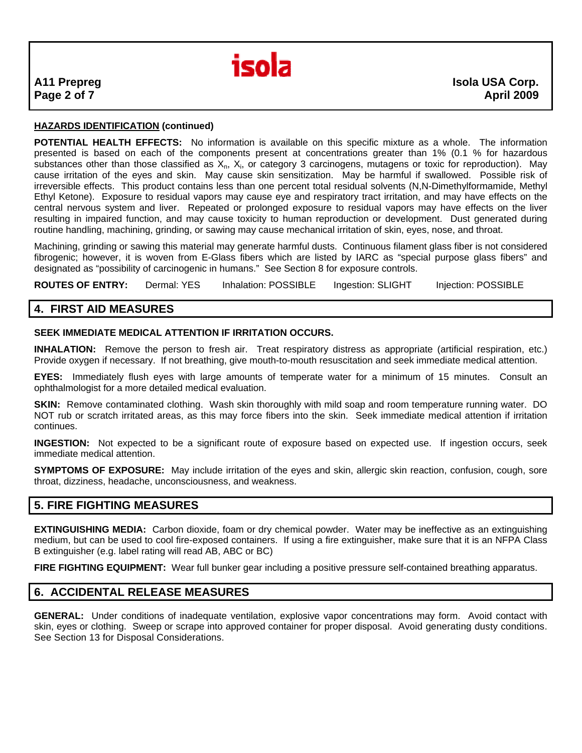**HAZARDS IDENTIFICATION (continued)**

**POTENTIAL HEALTH EFFECTS:** No information is available on this specific mixture as a whole. The information presented is based on each of the components present at concentrations greater than 1% (0.1 % for hazardous substances other than those classified as $X_n$, $X_i$, or category 3 carcinogens, mutagens or toxic for reproduction). May cause irritation of the eyes and skin. May cause skin sensitization. May be harmful if swallowed. Possible risk of irreversible effects. This product contains less than one percent total residual solvents (N,N-Dimethylformamide, Methyl Ethyl Ketone). Exposure to residual vapors may cause eye and respiratory tract irritation, and may have effects on the central nervous system and liver. Repeated or prolonged exposure to residual vapors may have effects on the liver resulting in impaired function, and may cause toxicity to human reproduction or development. Dust generated during routine handling, machining, grinding, or sawing may cause mechanical irritation of skin, eyes, nose, and throat.

Machining, grinding or sawing this material may generate harmful dusts. Continuous filament glass fiber is not considered fibrogenic; however, it is woven from E-Glass fibers which are listed by IARC as "special purpose glass fibers" and designated as "possibility of carcinogenic in humans." See Section 8 for exposure controls.

**ROUTES OF ENTRY:** Dermal: YES Inhalation: POSSIBLE Ingestion: SLIGHT Injection: POSSIBLE

## 4. FIRST AID MEASURES

**SEEK IMMEDIATE MEDICAL ATTENTION IF IRRITATION OCCURS.**

**INHALATION:** Remove the person to fresh air. Treat respiratory distress as appropriate (artificial respiration, etc.) Provide oxygen if necessary. If not breathing, give mouth-to-mouth resuscitation and seek immediate medical attention.

**EYES:** Immediately flush eyes with large amounts of temperate water for a minimum of 15 minutes. Consult an ophthalmologist for a more detailed medical evaluation.

**SKIN:** Remove contaminated clothing. Wash skin thoroughly with mild soap and room temperature running water. DO NOT rub or scratch irritated areas, as this may force fibers into the skin. Seek immediate medical attention if irritation continues.

**INGESTION:** Not expected to be a significant route of exposure based on expected use. If ingestion occurs, seek immediate medical attention.

**SYMPTOMS OF EXPOSURE:** May include irritation of the eyes and skin, allergic skin reaction, confusion, cough, sore throat, dizziness, headache, unconsciousness, and weakness.

## 5. FIRE FIGHTING MEASURES

**EXTINGUISHING MEDIA:** Carbon dioxide, foam or dry chemical powder. Water may be ineffective as an extinguishing medium, but can be used to cool fire-exposed containers. If using a fire extinguisher, make sure that it is an NFPA Class B extinguisher (e.g. label rating will read AB, ABC or BC)

**FIRE FIGHTING EQUIPMENT:** Wear full bunker gear including a positive pressure self-contained breathing apparatus.

## 6. ACCIDENTAL RELEASE MEASURES

**GENERAL:** Under conditions of inadequate ventilation, explosive vapor concentrations may form. Avoid contact with skin, eyes or clothing. Sweep or scrape into approved container for proper disposal. Avoid generating dusty conditions. See Section 13 for Disposal Considerations.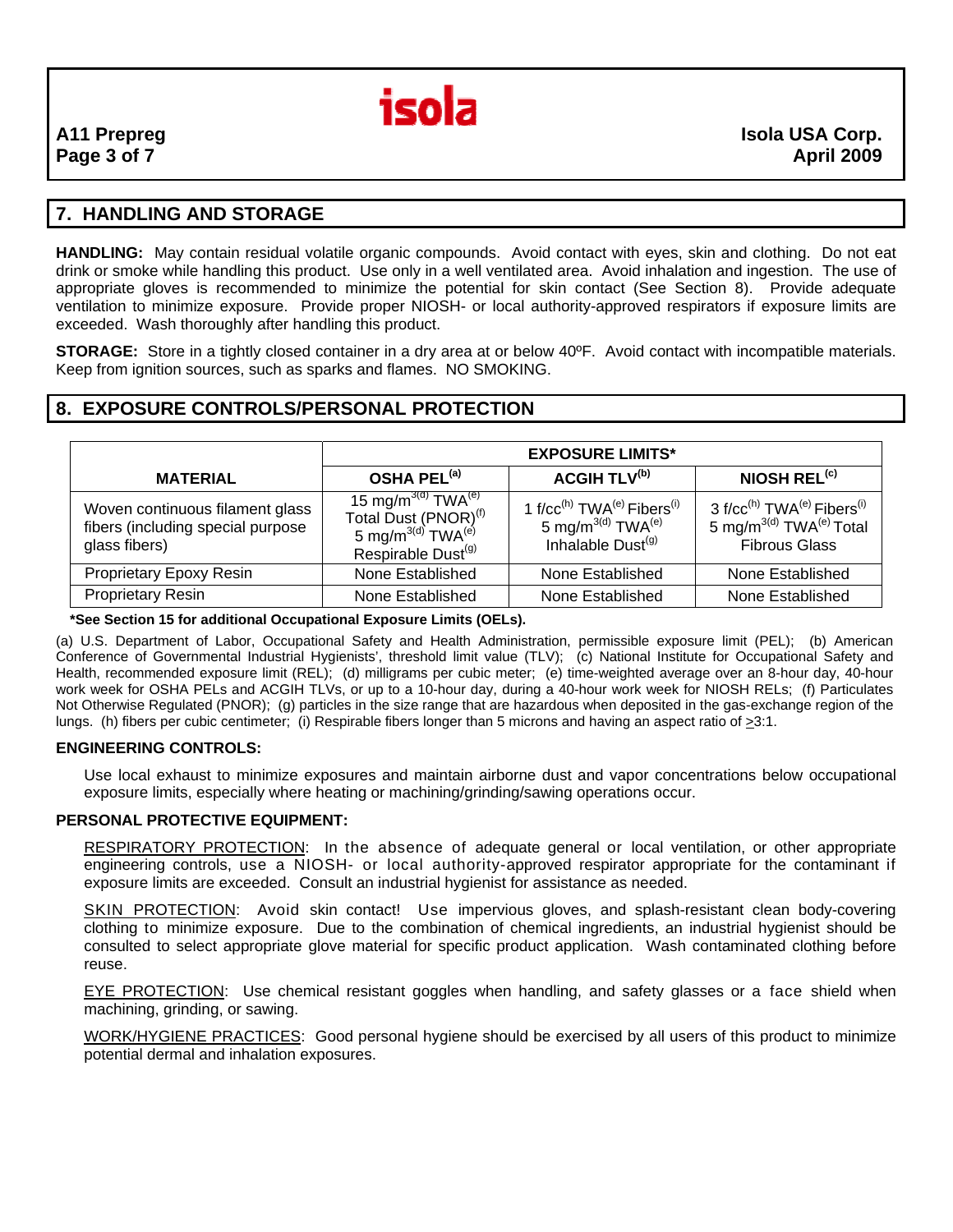## 7. HANDLING AND STORAGE

**HANDLING:** May contain residual volatile organic compounds. Avoid contact with eyes, skin and clothing. Do not eat drink or smoke while handling this product. Use only in a well ventilated area. Avoid inhalation and ingestion. The use of appropriate gloves is recommended to minimize the potential for skin contact (See Section 8). Provide adequate ventilation to minimize exposure. Provide proper NIOSH- or local authority-approved respirators if exposure limits are exceeded. Wash thoroughly after handling this product.

**STORAGE:** Store in a tightly closed container in a dry area at or below 40ºF. Avoid contact with incompatible materials. Keep from ignition sources, such as sparks and flames. NO SMOKING.

## 8. EXPOSURE CONTROLS/PERSONAL PROTECTION

| MATERIAL | EXPOSURE LIMITS* | | |
|---|---|---|---|
| | **OSHA PEL[(a)]** | **ACGIH TLV[(b)]** | **NIOSH REL[(c)]** |
| Woven continuous filament glass fibers (including special purpose glass fibers) | 15 $mg/m^3$[(d)] TWA[(e)] Total Dust (PNOR)[(f)] 5 $mg/m^3$[(d)] TWA[(e)] Respirable Dust[(g)] | 1 f/cc[(h)] TWA[(e)] Fibers[(i)] 5 $mg/m^3$[(d)] TWA[(e)] Inhalable Dust[(g)] | 3 f/cc[(h)] TWA[(e)] Fibers[(i)] 5 $mg/m^3$[(d)] TWA[(e)] Total Fibrous Glass |
| Proprietary Epoxy Resin | None Established | None Established | None Established |
| Proprietary Resin | None Established | None Established | None Established |

**\*See Section 15 for additional Occupational Exposure Limits (OELs).**

(a) U.S. Department of Labor, Occupational Safety and Health Administration, permissible exposure limit (PEL); (b) American Conference of Governmental Industrial Hygienists', threshold limit value (TLV); (c) National Institute for Occupational Safety and Health, recommended exposure limit (REL); (d) milligrams per cubic meter; (e) time-weighted average over an 8-hour day, 40-hour work week for OSHA PELs and ACGIH TLVs, or up to a 10-hour day, during a 40-hour work week for NIOSH RELs; (f) Particulates Not Otherwise Regulated (PNOR); (g) particles in the size range that are hazardous when deposited in the gas-exchange region of the lungs. (h) fibers per cubic centimeter; (i) Respirable fibers longer than 5 microns and having an aspect ratio of $\geq$3:1.

**ENGINEERING CONTROLS:**

Use local exhaust to minimize exposures and maintain airborne dust and vapor concentrations below occupational exposure limits, especially where heating or machining/grinding/sawing operations occur.

**PERSONAL PROTECTIVE EQUIPMENT:**

RESPIRATORY PROTECTION: In the absence of adequate general or local ventilation, or other appropriate engineering controls, use a NIOSH- or local authority-approved respirator appropriate for the contaminant if exposure limits are exceeded. Consult an industrial hygienist for assistance as needed.

SKIN PROTECTION: Avoid skin contact! Use impervious gloves, and splash-resistant clean body-covering clothing to minimize exposure. Due to the combination of chemical ingredients, an industrial hygienist should be consulted to select appropriate glove material for specific product application. Wash contaminated clothing before reuse.

EYE PROTECTION: Use chemical resistant goggles when handling, and safety glasses or a face shield when machining, grinding, or sawing.

WORK/HYGIENE PRACTICES: Good personal hygiene should be exercised by all users of this product to minimize potential dermal and inhalation exposures.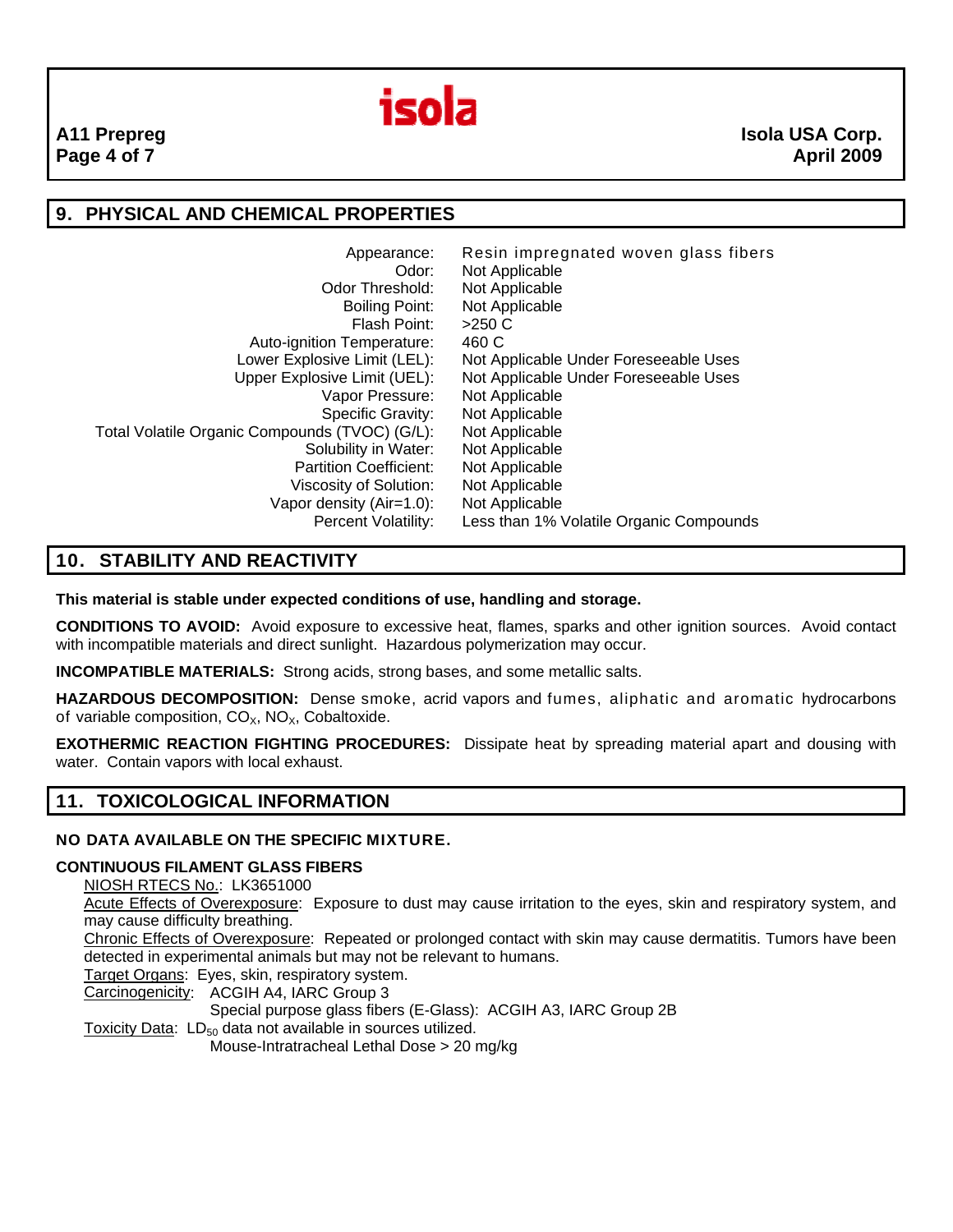## 9. PHYSICAL AND CHEMICAL PROPERTIES

| Property | Value |
|---|---|
| Appearance: | Resin impregnated woven glass fibers |
| Odor: | Not Applicable |
| Odor Threshold: | Not Applicable |
| Boiling Point: | Not Applicable |
| Flash Point: | >250 C |
| Auto-ignition Temperature: | 460 C |
| Lower Explosive Limit (LEL): | Not Applicable Under Foreseeable Uses |
| Upper Explosive Limit (UEL): | Not Applicable Under Foreseeable Uses |
| Vapor Pressure: | Not Applicable |
| Specific Gravity: | Not Applicable |
| Total Volatile Organic Compounds (TVOC) (G/L): | Not Applicable |
| Solubility in Water: | Not Applicable |
| Partition Coefficient: | Not Applicable |
| Viscosity of Solution: | Not Applicable |
| Vapor density (Air=1.0): | Not Applicable |
| Percent Volatility: | Less than 1% Volatile Organic Compounds |

## 10. STABILITY AND REACTIVITY

**This material is stable under expected conditions of use, handling and storage.**

**CONDITIONS TO AVOID:** Avoid exposure to excessive heat, flames, sparks and other ignition sources. Avoid contact with incompatible materials and direct sunlight. Hazardous polymerization may occur.

**INCOMPATIBLE MATERIALS:** Strong acids, strong bases, and some metallic salts.

**HAZARDOUS DECOMPOSITION:** Dense smoke, acrid vapors and fumes, aliphatic and aromatic hydrocarbons of variable composition, $CO_X$, $NO_X$, Cobaltoxide.

**EXOTHERMIC REACTION FIGHTING PROCEDURES:** Dissipate heat by spreading material apart and dousing with water. Contain vapors with local exhaust.

## 11. TOXICOLOGICAL INFORMATION

**NO DATA AVAILABLE ON THE SPECIFIC MIXTURE.**

**CONTINUOUS FILAMENT GLASS FIBERS**

NIOSH RTECS No.: LK3651000

Acute Effects of Overexposure: Exposure to dust may cause irritation to the eyes, skin and respiratory system, and may cause difficulty breathing.

Chronic Effects of Overexposure: Repeated or prolonged contact with skin may cause dermatitis. Tumors have been detected in experimental animals but may not be relevant to humans.

Target Organs: Eyes, skin, respiratory system.

Carcinogenicity: ACGIH A4, IARC Group 3
Special purpose glass fibers (E-Glass): ACGIH A3, IARC Group 2B

Toxicity Data: $LD_{50}$ data not available in sources utilized.
Mouse-Intratracheal Lethal Dose > 20 mg/kg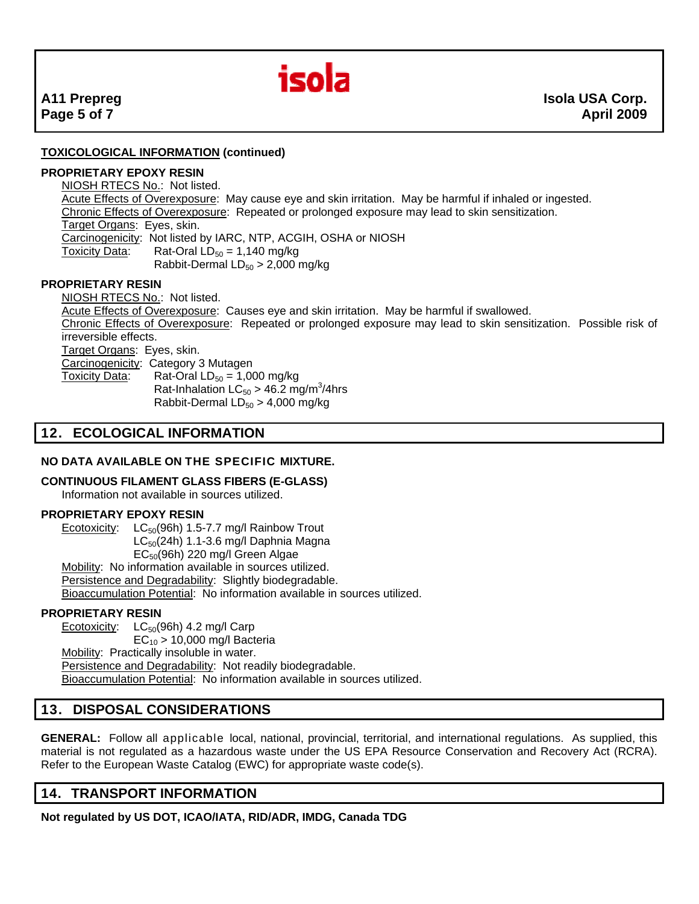**TOXICOLOGICAL INFORMATION (continued)**

**PROPRIETARY EPOXY RESIN**

NIOSH RTECS No.: Not listed.
Acute Effects of Overexposure: May cause eye and skin irritation. May be harmful if inhaled or ingested.
Chronic Effects of Overexposure: Repeated or prolonged exposure may lead to skin sensitization.
Target Organs: Eyes, skin.
Carcinogenicity: Not listed by IARC, NTP, ACGIH, OSHA or NIOSH
Toxicity Data: Rat-Oral $LD_{50}$ = 1,140 mg/kg
Rabbit-Dermal $LD_{50}$ > 2,000 mg/kg

**PROPRIETARY RESIN**

NIOSH RTECS No.: Not listed.
Acute Effects of Overexposure: Causes eye and skin irritation. May be harmful if swallowed.
Chronic Effects of Overexposure: Repeated or prolonged exposure may lead to skin sensitization. Possible risk of irreversible effects.
Target Organs: Eyes, skin.
Carcinogenicity: Category 3 Mutagen
Toxicity Data: Rat-Oral $LD_{50}$ = 1,000 mg/kg
Rat-Inhalation $LC_{50}$ > 46.2 mg/m$^3$/4hrs
Rabbit-Dermal $LD_{50}$ > 4,000 mg/kg

## 12. ECOLOGICAL INFORMATION

**NO DATA AVAILABLE ON THE SPECIFIC MIXTURE.**

**CONTINUOUS FILAMENT GLASS FIBERS (E-GLASS)**

Information not available in sources utilized.

**PROPRIETARY EPOXY RESIN**

Ecotoxicity: $LC_{50}$(96h) 1.5-7.7 mg/l Rainbow Trout
$LC_{50}$(24h) 1.1-3.6 mg/l Daphnia Magna
$EC_{50}$(96h) 220 mg/l Green Algae
Mobility: No information available in sources utilized.
Persistence and Degradability: Slightly biodegradable.
Bioaccumulation Potential: No information available in sources utilized.

**PROPRIETARY RESIN**

Ecotoxicity: $LC_{50}$(96h) 4.2 mg/l Carp
$EC_{10}$ > 10,000 mg/l Bacteria
Mobility: Practically insoluble in water.
Persistence and Degradability: Not readily biodegradable.
Bioaccumulation Potential: No information available in sources utilized.

## 13. DISPOSAL CONSIDERATIONS

**GENERAL:** Follow all applicable local, national, provincial, territorial, and international regulations. As supplied, this material is not regulated as a hazardous waste under the US EPA Resource Conservation and Recovery Act (RCRA). Refer to the European Waste Catalog (EWC) for appropriate waste code(s).

## 14. TRANSPORT INFORMATION

**Not regulated by US DOT, ICAO/IATA, RID/ADR, IMDG, Canada TDG**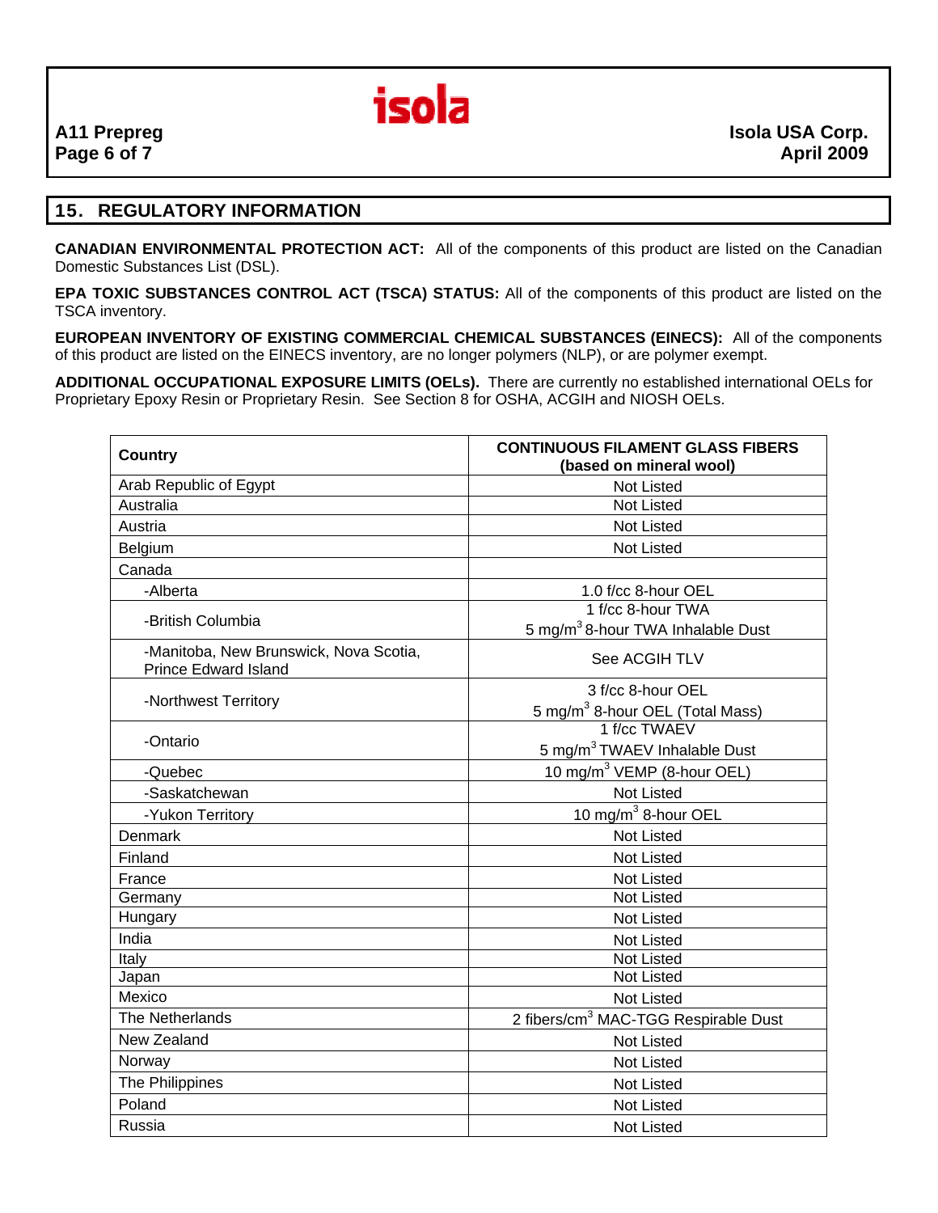## 15. REGULATORY INFORMATION

**CANADIAN ENVIRONMENTAL PROTECTION ACT:** All of the components of this product are listed on the Canadian Domestic Substances List (DSL).

**EPA TOXIC SUBSTANCES CONTROL ACT (TSCA) STATUS:** All of the components of this product are listed on the TSCA inventory.

**EUROPEAN INVENTORY OF EXISTING COMMERCIAL CHEMICAL SUBSTANCES (EINECS):** All of the components of this product are listed on the EINECS inventory, are no longer polymers (NLP), or are polymer exempt.

**ADDITIONAL OCCUPATIONAL EXPOSURE LIMITS (OELs).** There are currently no established international OELs for Proprietary Epoxy Resin or Proprietary Resin. See Section 8 for OSHA, ACGIH and NIOSH OELs.

| Country | CONTINUOUS FILAMENT GLASS FIBERS (based on mineral wool) |
|---|---|
| Arab Republic of Egypt | Not Listed |
| Australia | Not Listed |
| Austria | Not Listed |
| Belgium | Not Listed |
| Canada | |
| -Alberta | 1.0 f/cc 8-hour OEL |
| -British Columbia | 1 f/cc 8-hour TWA<br>5 $mg/m^3$ 8-hour TWA Inhalable Dust |
| -Manitoba, New Brunswick, Nova Scotia, Prince Edward Island | See ACGIH TLV |
| -Northwest Territory | 3 f/cc 8-hour OEL<br>5 $mg/m^3$ 8-hour OEL (Total Mass) |
| -Ontario | 1 f/cc TWAEV<br>5 $mg/m^3$ TWAEV Inhalable Dust |
| -Quebec | 10 $mg/m^3$ VEMP (8-hour OEL) |
| -Saskatchewan | Not Listed |
| -Yukon Territory | 10 $mg/m^3$ 8-hour OEL |
| Denmark | Not Listed |
| Finland | Not Listed |
| France | Not Listed |
| Germany | Not Listed |
| Hungary | Not Listed |
| India | Not Listed |
| Italy | Not Listed |
| Japan | Not Listed |
| Mexico | Not Listed |
| The Netherlands | 2 $fibers/cm^3$ MAC-TGG Respirable Dust |
| New Zealand | Not Listed |
| Norway | Not Listed |
| The Philippines | Not Listed |
| Poland | Not Listed |
| Russia | Not Listed |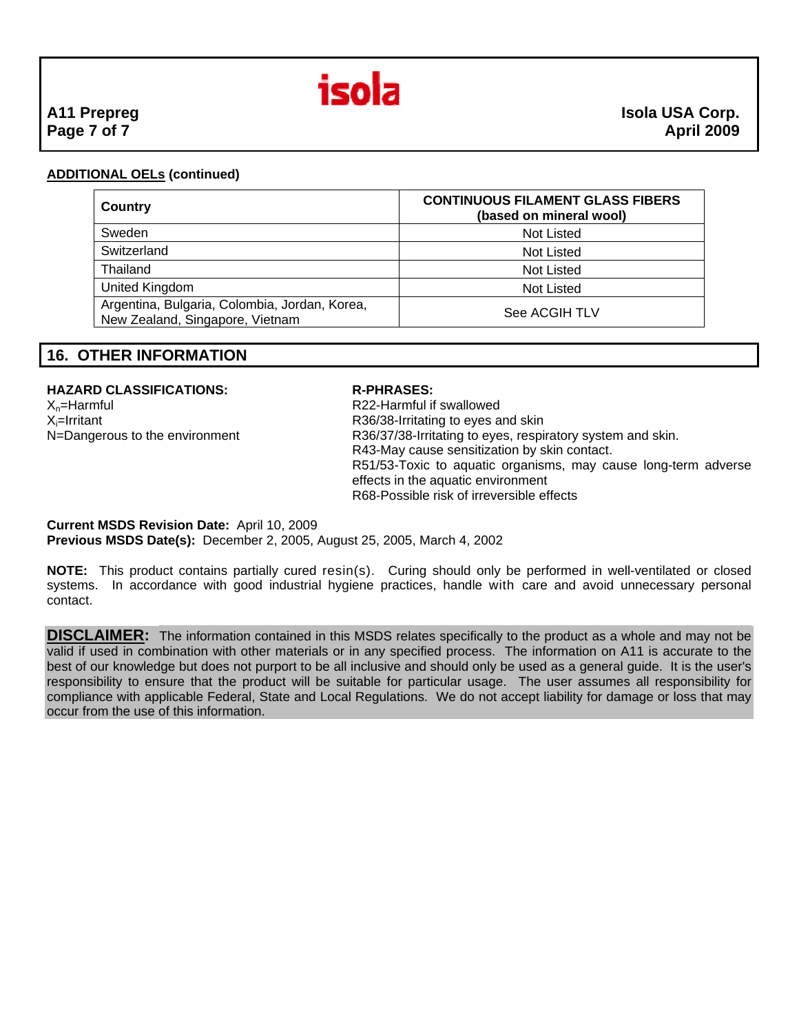**ADDITIONAL OELs (continued)**

| Country | CONTINUOUS FILAMENT GLASS FIBERS (based on mineral wool) |
|---|---|
| Sweden | Not Listed |
| Switzerland | Not Listed |
| Thailand | Not Listed |
| United Kingdom | Not Listed |
| Argentina, Bulgaria, Colombia, Jordan, Korea, New Zealand, Singapore, Vietnam | See ACGIH TLV |

## 16. OTHER INFORMATION

**HAZARD CLASSIFICATIONS:**

$X_n$=Harmful
$X_i$=Irritant
N=Dangerous to the environment

**R-PHRASES:**

R22-Harmful if swallowed
R36/38-Irritating to eyes and skin
R36/37/38-Irritating to eyes, respiratory system and skin.
R43-May cause sensitization by skin contact.
R51/53-Toxic to aquatic organisms, may cause long-term adverse effects in the aquatic environment
R68-Possible risk of irreversible effects

**Current MSDS Revision Date:** April 10, 2009
**Previous MSDS Date(s):** December 2, 2005, August 25, 2005, March 4, 2002

**NOTE:** This product contains partially cured resin(s). Curing should only be performed in well-ventilated or closed systems. In accordance with good industrial hygiene practices, handle with care and avoid unnecessary personal contact.

**DISCLAIMER:** The information contained in this MSDS relates specifically to the product as a whole and may not be valid if used in combination with other materials or in any specified process. The information on A11 is accurate to the best of our knowledge but does not purport to be all inclusive and should only be used as a general guide. It is the user's responsibility to ensure that the product will be suitable for particular usage. The user assumes all responsibility for compliance with applicable Federal, State and Local Regulations. We do not accept liability for damage or loss that may occur from the use of this information.